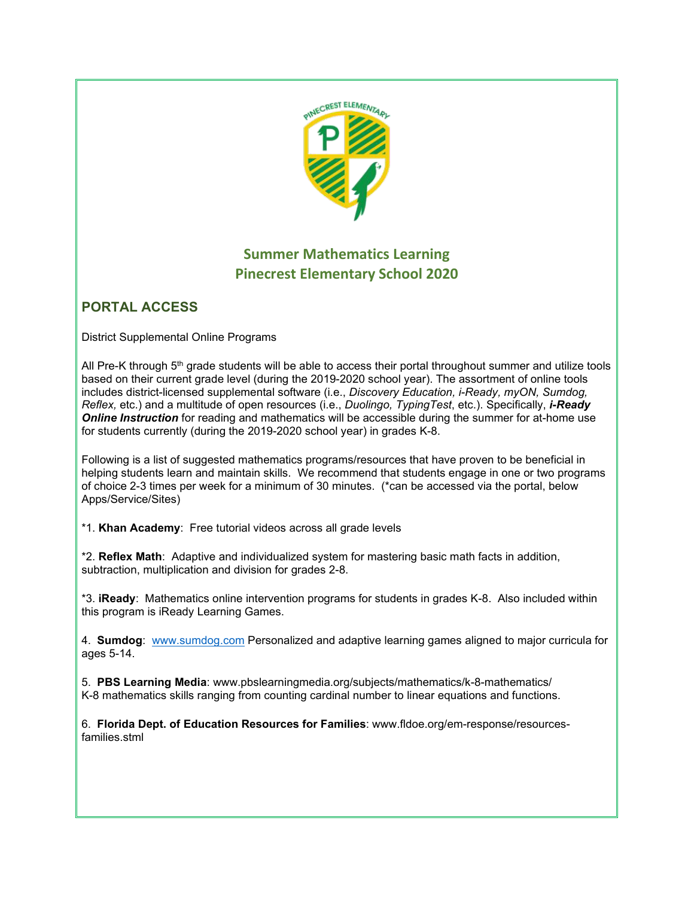## Summer Mathematics Learning
## Pinecrest Elementary School 2020

## PORTAL ACCESS

District Supplemental Online Programs

All Pre-K through 5th grade students will be able to access their portal throughout summer and utilize tools based on their current grade level (during the 2019-2020 school year). The assortment of online tools includes district-licensed supplemental software (i.e., *Discovery Education, i-Ready, myON, Sumdog, Reflex,* etc.) and a multitude of open resources (i.e., *Duolingo, TypingTest*, etc.). Specifically, ***i-Ready Online Instruction*** for reading and mathematics will be accessible during the summer for at-home use for students currently (during the 2019-2020 school year) in grades K-8.

Following is a list of suggested mathematics programs/resources that have proven to be beneficial in helping students learn and maintain skills. We recommend that students engage in one or two programs of choice 2-3 times per week for a minimum of 30 minutes. (*can be accessed via the portal, below Apps/Service/Sites)

*1. **Khan Academy**: Free tutorial videos across all grade levels

*2. **Reflex Math**: Adaptive and individualized system for mastering basic math facts in addition, subtraction, multiplication and division for grades 2-8.

*3. **iReady**: Mathematics online intervention programs for students in grades K-8. Also included within this program is iReady Learning Games.

4. **Sumdog**: [www.sumdog.com](http://www.sumdog.com) Personalized and adaptive learning games aligned to major curricula for ages 5-14.

5. **PBS Learning Media**: www.pbslearningmedia.org/subjects/mathematics/k-8-mathematics/
K-8 mathematics skills ranging from counting cardinal number to linear equations and functions.

6. **Florida Dept. of Education Resources for Families**: www.fldoe.org/em-response/resources-families.stml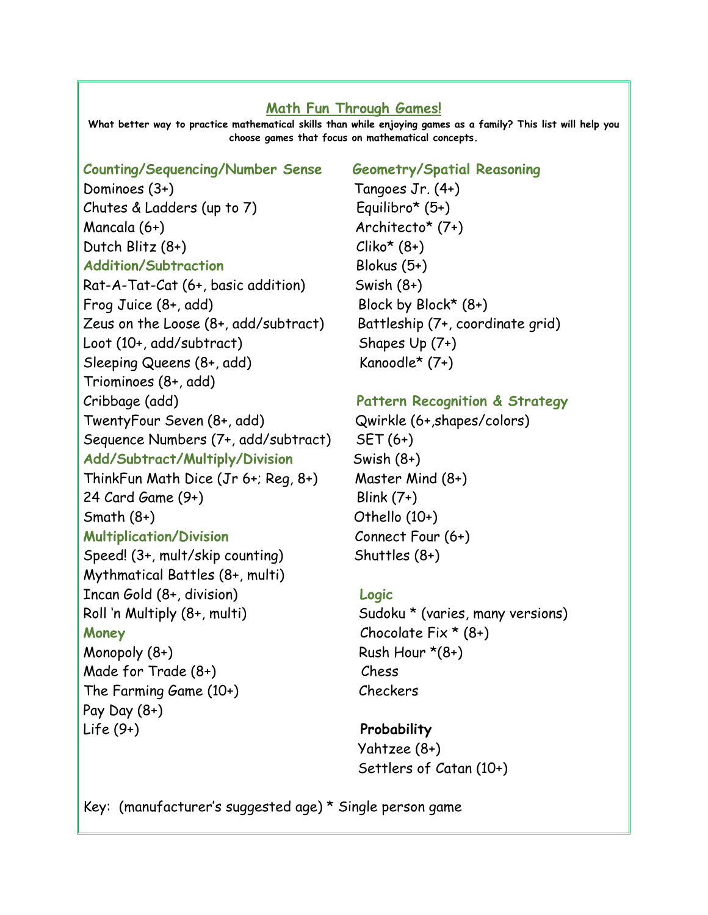## Math Fun Through Games!

**What better way to practice mathematical skills than while enjoying games as a family? This list will help you choose games that focus on mathematical concepts.**

### Counting/Sequencing/Number Sense

Dominoes (3+)
Chutes & Ladders (up to 7)
Mancala (6+)
Dutch Blitz (8+)

### Addition/Subtraction

Rat-A-Tat-Cat (6+, basic addition)
Frog Juice (8+, add)
Zeus on the Loose (8+, add/subtract)
Loot (10+, add/subtract)
Sleeping Queens (8+, add)
Triominoes (8+, add)
Cribbage (add)
TwentyFour Seven (8+, add)
Sequence Numbers (7+, add/subtract)

### Add/Subtract/Multiply/Division

ThinkFun Math Dice (Jr 6+; Reg, 8+)
24 Card Game (9+)
Smath (8+)

### Multiplication/Division

Speed! (3+, mult/skip counting)
Mythmatical Battles (8+, multi)
Incan Gold (8+, division)
Roll 'n Multiply (8+, multi)

### Money

Monopoly (8+)
Made for Trade (8+)
The Farming Game (10+)
Pay Day (8+)
Life (9+)

### Geometry/Spatial Reasoning

Tangoes Jr. (4+)
Equilibro* (5+)
Architecto* (7+)
Cliko* (8+)
Blokus (5+)
Swish (8+)
Block by Block* (8+)
Battleship (7+, coordinate grid)
Shapes Up (7+)
Kanoodle* (7+)

### Pattern Recognition & Strategy

Qwirkle (6+,shapes/colors)
SET (6+)
Swish (8+)
Master Mind (8+)
Blink (7+)
Othello (10+)
Connect Four (6+)
Shuttles (8+)

### Logic

Sudoku * (varies, many versions)
Chocolate Fix * (8+)
Rush Hour *(8+)
Chess
Checkers

### Probability

Yahtzee (8+)
Settlers of Catan (10+)

Key: (manufacturer's suggested age) * Single person game